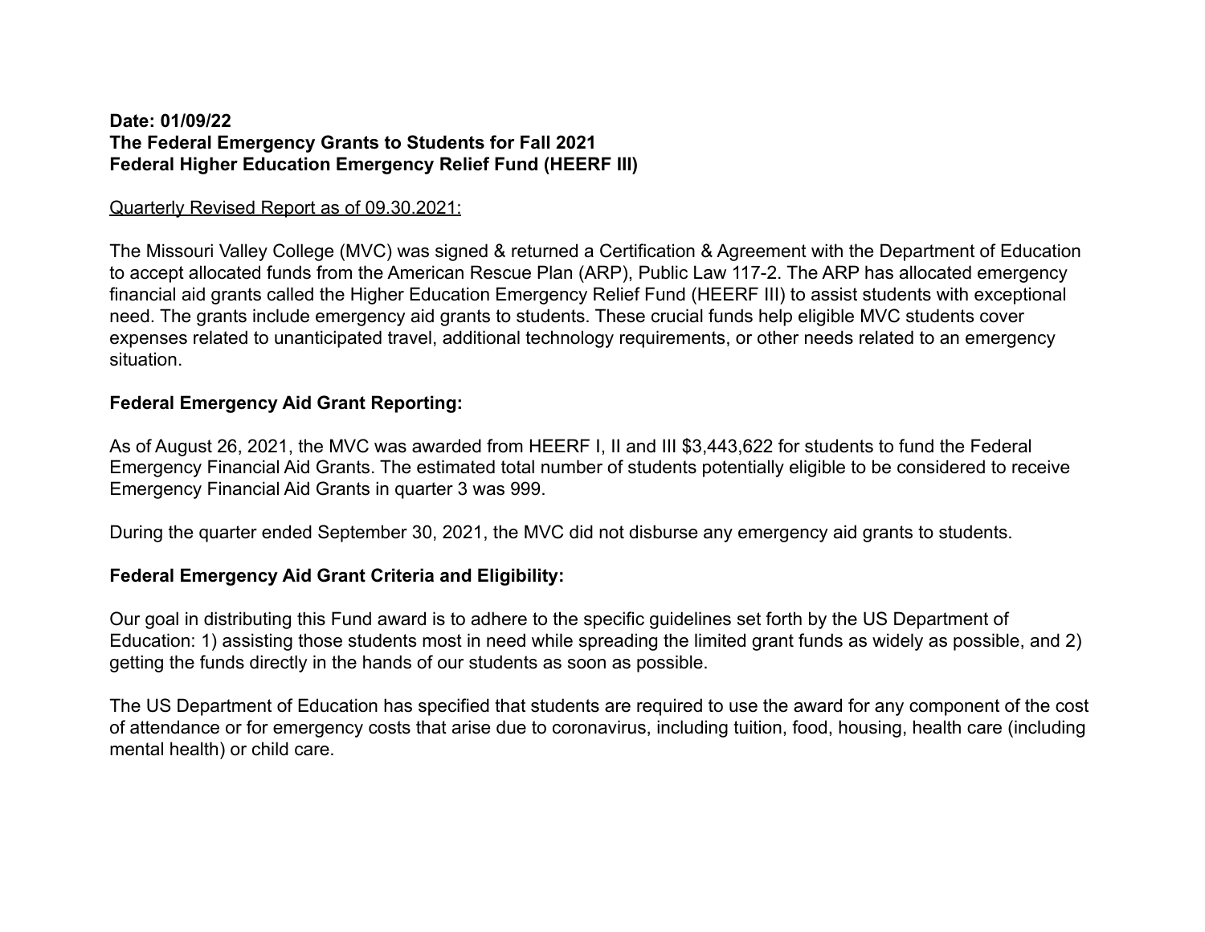**Date: 01/09/22**
**The Federal Emergency Grants to Students for Fall 2021**
**Federal Higher Education Emergency Relief Fund (HEERF III)**

<u>Quarterly Revised Report as of 09.30.2021:</u>

The Missouri Valley College (MVC) was signed & returned a Certification & Agreement with the Department of Education to accept allocated funds from the American Rescue Plan (ARP), Public Law 117-2. The ARP has allocated emergency financial aid grants called the Higher Education Emergency Relief Fund (HEERF III) to assist students with exceptional need. The grants include emergency aid grants to students. These crucial funds help eligible MVC students cover expenses related to unanticipated travel, additional technology requirements, or other needs related to an emergency situation.

**Federal Emergency Aid Grant Reporting:**

As of August 26, 2021, the MVC was awarded from HEERF I, II and III $3,443,622 for students to fund the Federal Emergency Financial Aid Grants. The estimated total number of students potentially eligible to be considered to receive Emergency Financial Aid Grants in quarter 3 was 999.

During the quarter ended September 30, 2021, the MVC did not disburse any emergency aid grants to students.

**Federal Emergency Aid Grant Criteria and Eligibility:**

Our goal in distributing this Fund award is to adhere to the specific guidelines set forth by the US Department of Education: 1) assisting those students most in need while spreading the limited grant funds as widely as possible, and 2) getting the funds directly in the hands of our students as soon as possible.

The US Department of Education has specified that students are required to use the award for any component of the cost of attendance or for emergency costs that arise due to coronavirus, including tuition, food, housing, health care (including mental health) or child care.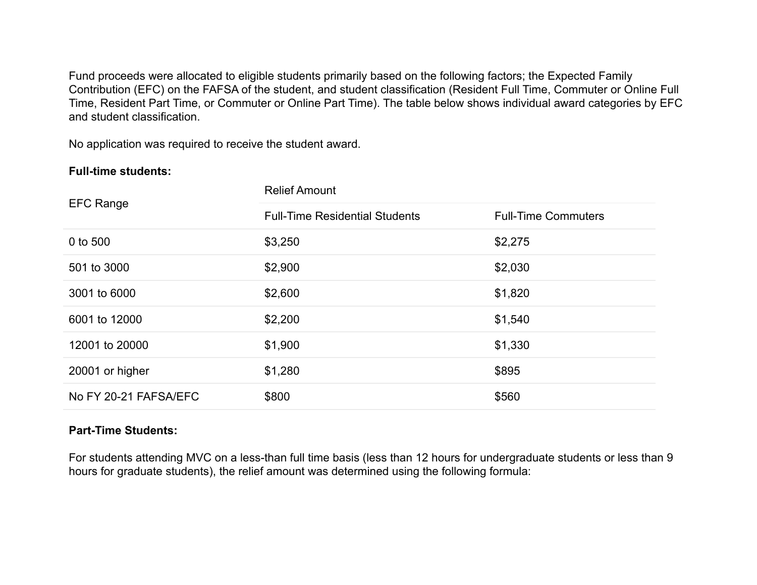Fund proceeds were allocated to eligible students primarily based on the following factors; the Expected Family Contribution (EFC) on the FAFSA of the student, and student classification (Resident Full Time, Commuter or Online Full Time, Resident Part Time, or Commuter or Online Part Time). The table below shows individual award categories by EFC and student classification.

No application was required to receive the student award.

**Full-time students:**

| EFC Range | Relief Amount | |
|---|---|---|
| | Full-Time Residential Students | Full-Time Commuters |
| 0 to 500 | $3,250 | $2,275 |
| 501 to 3000 | $2,900 | $2,030 |
| 3001 to 6000 | $2,600 | $1,820 |
| 6001 to 12000 | $2,200 | $1,540 |
| 12001 to 20000 | $1,900 | $1,330 |
| 20001 or higher | $1,280 | $895 |
| No FY 20-21 FAFSA/EFC | $800 | $560 |

**Part-Time Students:**

For students attending MVC on a less-than full time basis (less than 12 hours for undergraduate students or less than 9 hours for graduate students), the relief amount was determined using the following formula: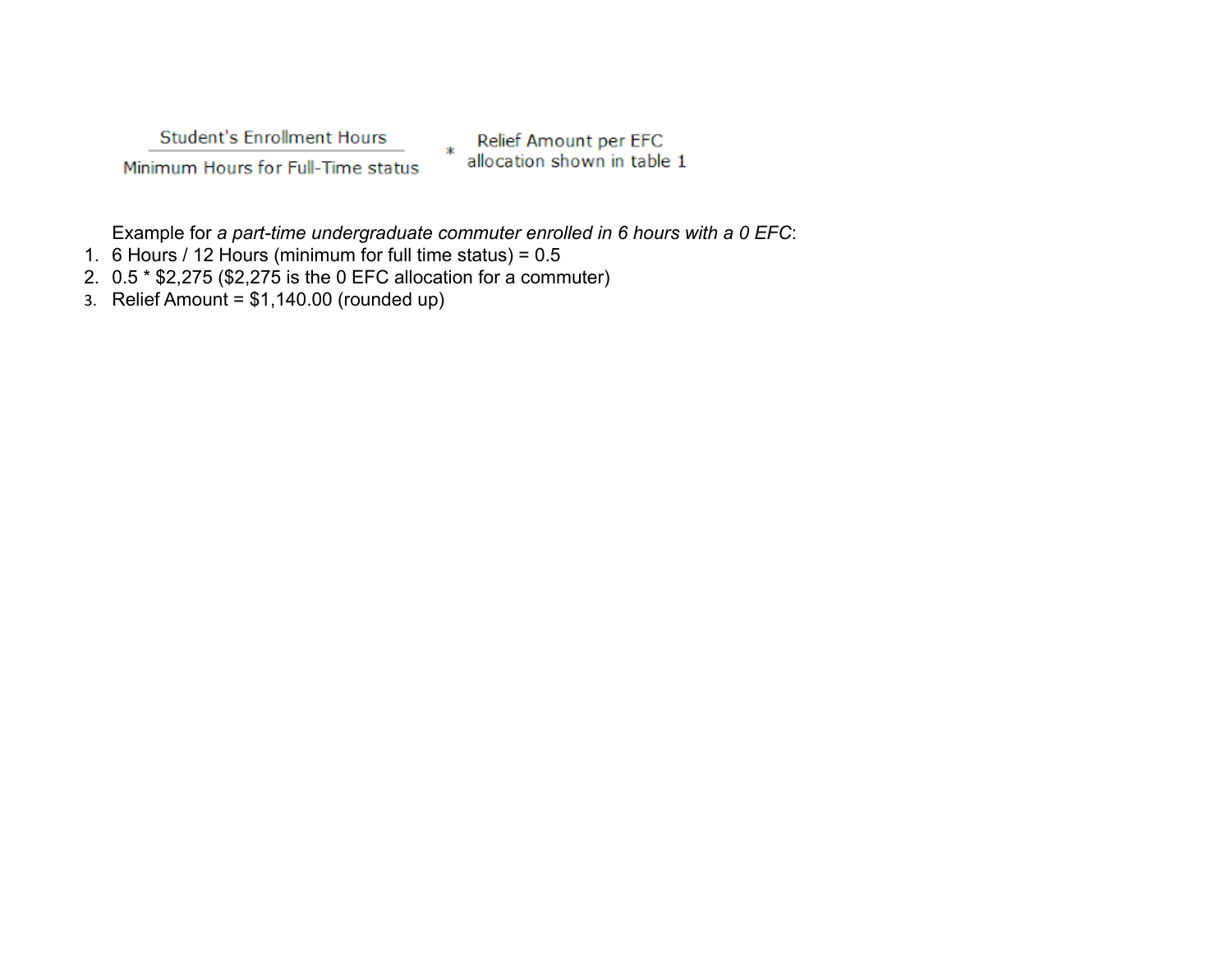$$\frac{\text{Student's Enrollment Hours}}{\text{Minimum Hours for Full-Time status}} * \text{Relief Amount per EFC allocation shown in table 1}$$

Example for *a part-time undergraduate commuter enrolled in 6 hours with a 0 EFC*:

1. 6 Hours / 12 Hours (minimum for full time status) = 0.5
2. 0.5 * $2,275 ($2,275 is the 0 EFC allocation for a commuter)
3. Relief Amount = $1,140.00 (rounded up)